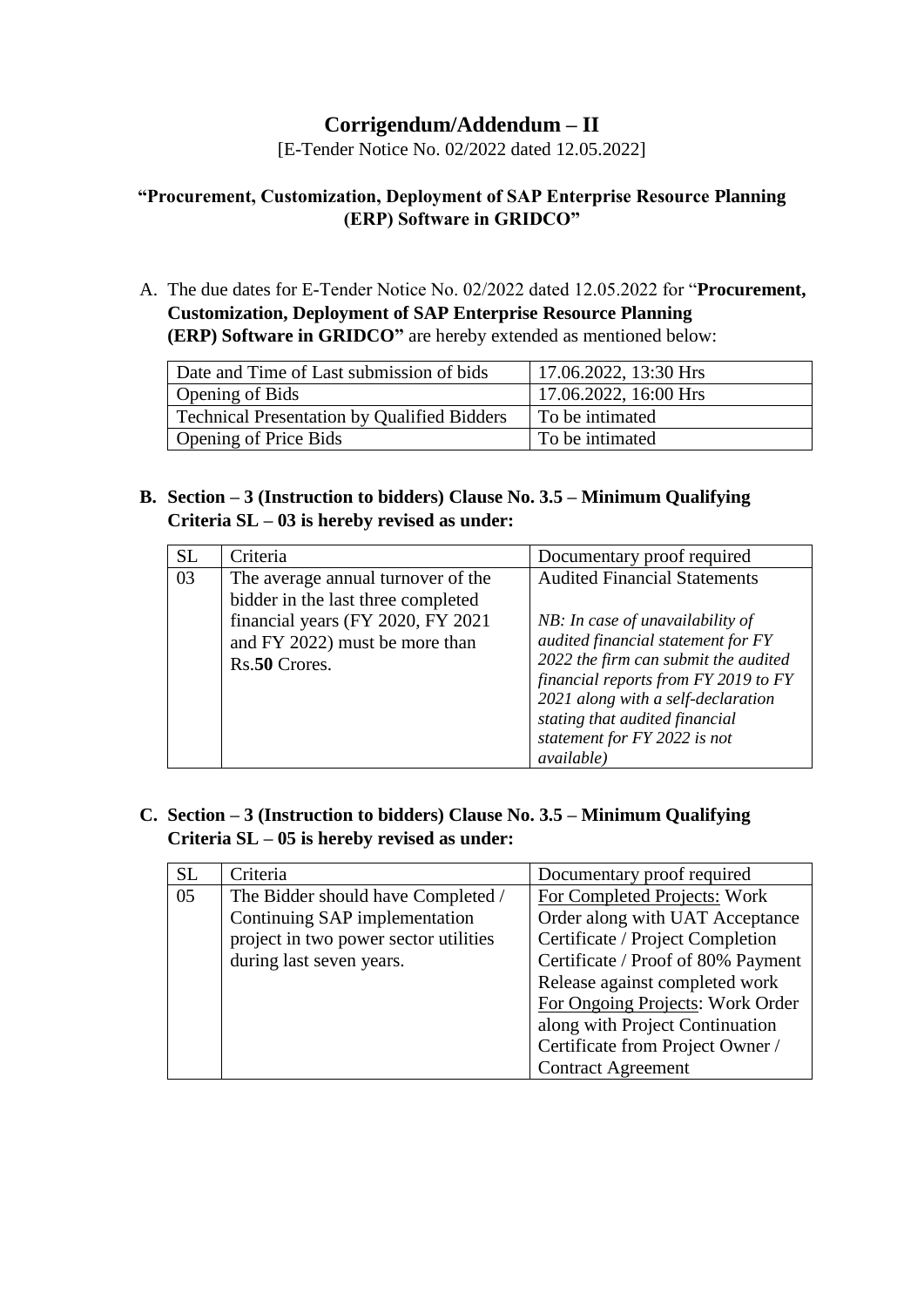# Corrigendum/Addendum – II

[E-Tender Notice No. 02/2022 dated 12.05.2022]

## "Procurement, Customization, Deployment of SAP Enterprise Resource Planning (ERP) Software in GRIDCO"

A. The due dates for E-Tender Notice No. 02/2022 dated 12.05.2022 for "**Procurement, Customization, Deployment of SAP Enterprise Resource Planning (ERP) Software in GRIDCO"** are hereby extended as mentioned below:

| Date and Time of Last submission of bids | 17.06.2022, 13:30 Hrs |
|---|---|
| Opening of Bids | 17.06.2022, 16:00 Hrs |
| Technical Presentation by Qualified Bidders | To be intimated |
| Opening of Price Bids | To be intimated |

**B. Section – 3 (Instruction to bidders) Clause No. 3.5 – Minimum Qualifying Criteria SL – 03 is hereby revised as under:**

| SL | Criteria | Documentary proof required |
|---|---|---|
| 03 | The average annual turnover of the bidder in the last three completed financial years (FY 2020, FY 2021 and FY 2022) must be more than Rs.**50** Crores. | Audited Financial Statements<br><br>*NB: In case of unavailability of audited financial statement for FY 2022 the firm can submit the audited financial reports from FY 2019 to FY 2021 along with a self-declaration stating that audited financial statement for FY 2022 is not available)* |

**C. Section – 3 (Instruction to bidders) Clause No. 3.5 – Minimum Qualifying Criteria SL – 05 is hereby revised as under:**

| SL | Criteria | Documentary proof required |
|---|---|---|
| 05 | The Bidder should have Completed / Continuing SAP implementation project in two power sector utilities during last seven years. | For Completed Projects: Work Order along with UAT Acceptance Certificate / Project Completion Certificate / Proof of 80% Payment Release against completed work<br>For Ongoing Projects: Work Order along with Project Continuation Certificate from Project Owner / Contract Agreement |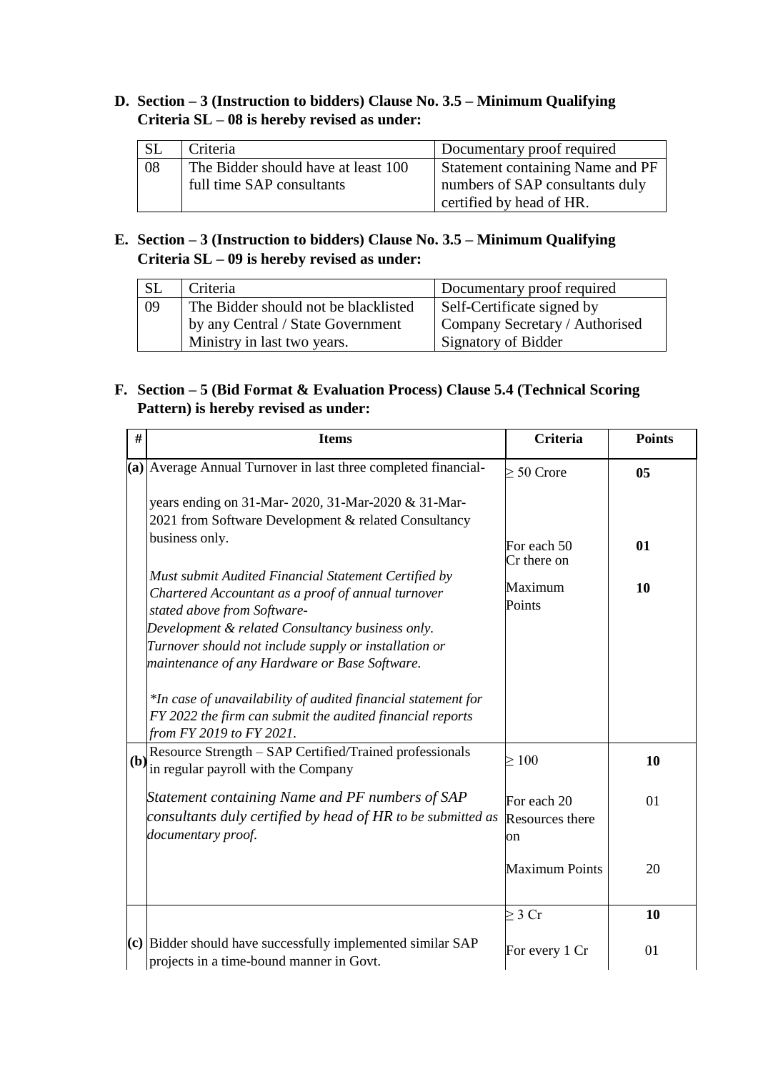**D. Section – 3 (Instruction to bidders) Clause No. 3.5 – Minimum Qualifying Criteria SL – 08 is hereby revised as under:**

| SL | Criteria | Documentary proof required |
|---|---|---|
| 08 | The Bidder should have at least 100 full time SAP consultants | Statement containing Name and PF numbers of SAP consultants duly certified by head of HR. |

**E. Section – 3 (Instruction to bidders) Clause No. 3.5 – Minimum Qualifying Criteria SL – 09 is hereby revised as under:**

| SL | Criteria | Documentary proof required |
|---|---|---|
| 09 | The Bidder should not be blacklisted by any Central / State Government Ministry in last two years. | Self-Certificate signed by Company Secretary / Authorised Signatory of Bidder |

**F. Section – 5 (Bid Format & Evaluation Process) Clause 5.4 (Technical Scoring Pattern) is hereby revised as under:**

| # | Items | Criteria | Points |
|---|---|---|---|
| **(a)** | Average Annual Turnover in last three completed financial-years ending on 31-Mar- 2020, 31-Mar-2020 & 31-Mar-2021 from Software Development & related Consultancy business only.<br><br>*Must submit Audited Financial Statement Certified by Chartered Accountant as a proof of annual turnover stated above from Software-Development & related Consultancy business only. Turnover should not include supply or installation or maintenance of any Hardware or Base Software.*<br><br>*\*In case of unavailability of audited financial statement for FY 2022 the firm can submit the audited financial reports from FY 2019 to FY 2021.* | $\geq$ 50 Crore<br><br>For each 50 Cr there on<br><br>Maximum Points | **05**<br><br>**01**<br><br>**10** |
| **(b)** | Resource Strength – SAP Certified/Trained professionals in regular payroll with the Company<br><br>*Statement containing Name and PF numbers of SAP consultants duly certified by head of HR to be submitted as documentary proof.* | $\geq$ 100<br><br>For each 20 Resources there on<br><br>Maximum Points | **10**<br><br>01<br><br>20 |
| **(c)** | Bidder should have successfully implemented similar SAP projects in a time-bound manner in Govt. | $\geq$ 3 Cr<br><br>For every 1 Cr | **10**<br><br>01 |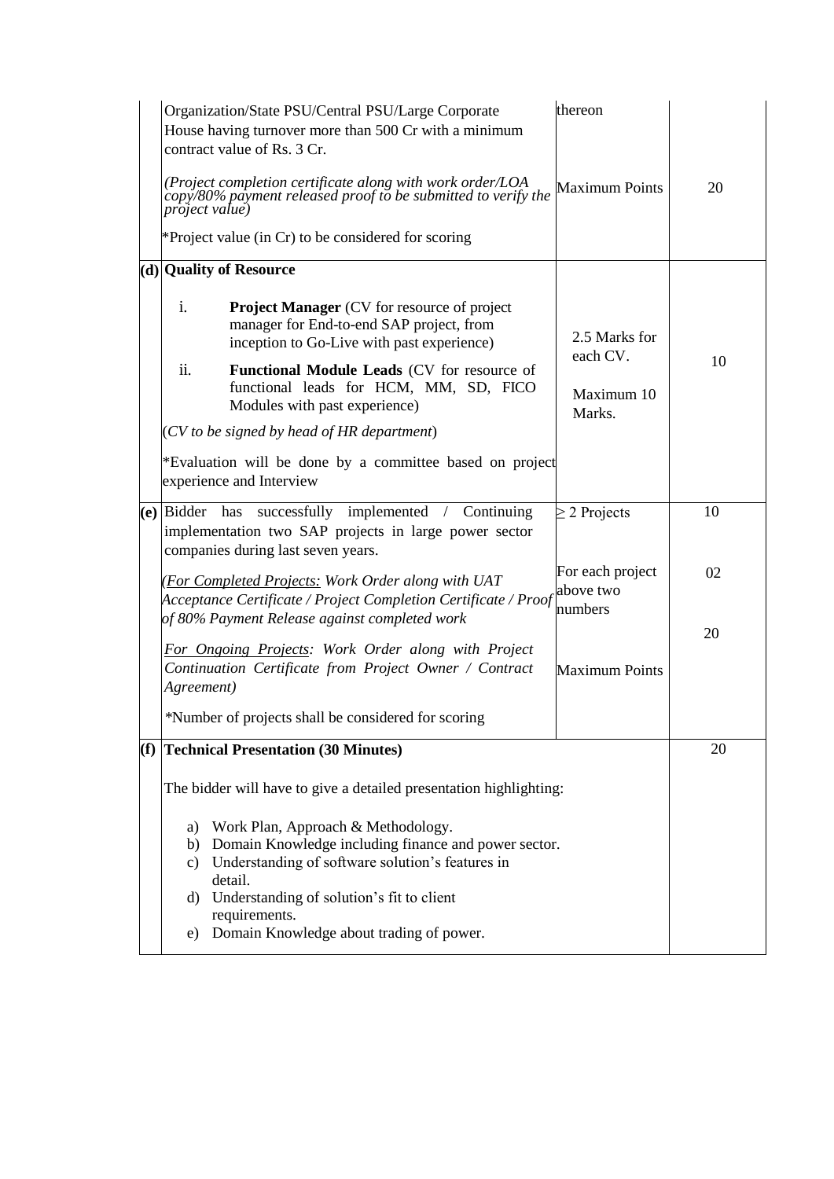| | | | |
|---|---|---|---|
| | Organization/State PSU/Central PSU/Large Corporate House having turnover more than 500 Cr with a minimum contract value of Rs. 3 Cr.<br><br>*(Project completion certificate along with work order/LOA copy/80% payment released proof to be submitted to verify the project value)*<br><br>*Project value (in Cr) to be considered for scoring | thereon<br><br>Maximum Points | 20 |
| **(d)** | **Quality of Resource**<br><br>i. **Project Manager** (CV for resource of project manager for End-to-end SAP project, from inception to Go-Live with past experience)<br><br>ii. **Functional Module Leads** (CV for resource of functional leads for HCM, MM, SD, FICO Modules with past experience)<br><br>(*CV to be signed by head of HR department*)<br><br>*Evaluation will be done by a committee based on project experience and Interview | 2.5 Marks for each CV.<br><br>Maximum 10 Marks. | 10 |
| **(e)** | Bidder has successfully implemented / Continuing implementation two SAP projects in large power sector companies during last seven years.<br><br>*(<u>For Completed Projects:</u> Work Order along with UAT Acceptance Certificate / Project Completion Certificate / Proof of 80% Payment Release against completed work*<br><br>*<u>For Ongoing Projects</u>: Work Order along with Project Continuation Certificate from Project Owner / Contract Agreement)*<br><br>*Number of projects shall be considered for scoring | ≥ 2 Projects<br><br>For each project above two numbers<br><br>Maximum Points | 10<br><br>02<br><br>20 |
| **(f)** | **Technical Presentation (30 Minutes)**<br><br>The bidder will have to give a detailed presentation highlighting:<br><br>a) Work Plan, Approach & Methodology.<br>b) Domain Knowledge including finance and power sector.<br>c) Understanding of software solution's features in detail.<br>d) Understanding of solution's fit to client requirements.<br>e) Domain Knowledge about trading of power. | | 20 |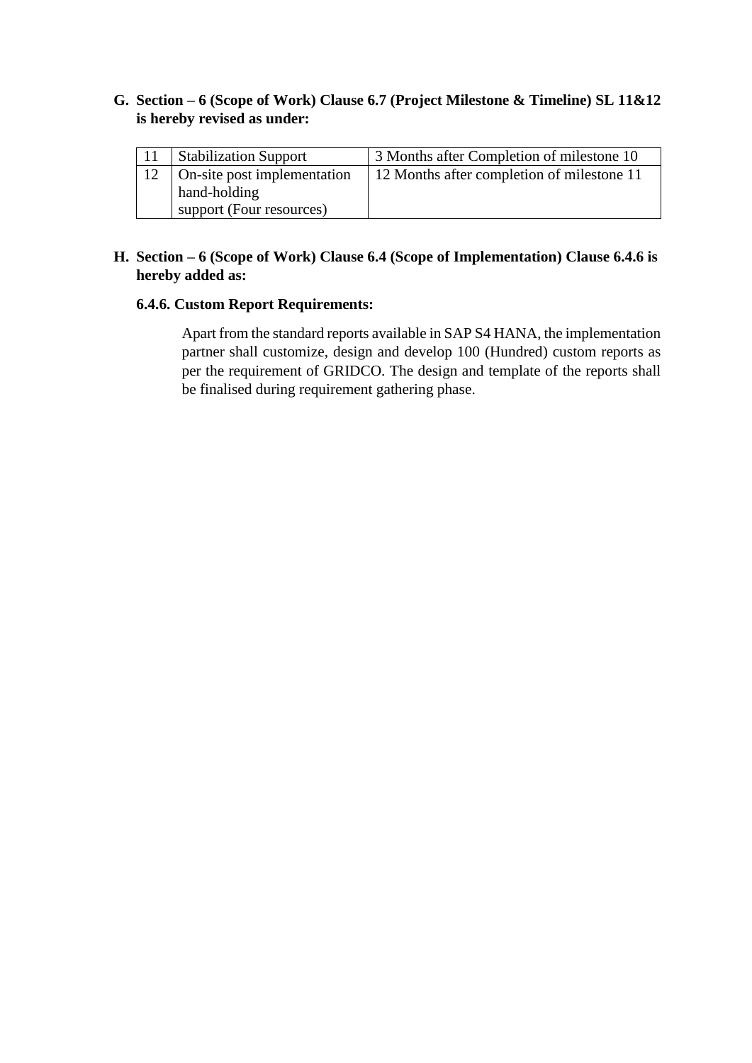**G. Section – 6 (Scope of Work) Clause 6.7 (Project Milestone & Timeline) SL 11&12 is hereby revised as under:**

| | | |
|---|---|---|
| 11 | Stabilization Support | 3 Months after Completion of milestone 10 |
| 12 | On-site post implementation hand-holding support (Four resources) | 12 Months after completion of milestone 11 |

**H. Section – 6 (Scope of Work) Clause 6.4 (Scope of Implementation) Clause 6.4.6 is hereby added as:**

**6.4.6. Custom Report Requirements:**

Apart from the standard reports available in SAP S4 HANA, the implementation partner shall customize, design and develop 100 (Hundred) custom reports as per the requirement of GRIDCO. The design and template of the reports shall be finalised during requirement gathering phase.